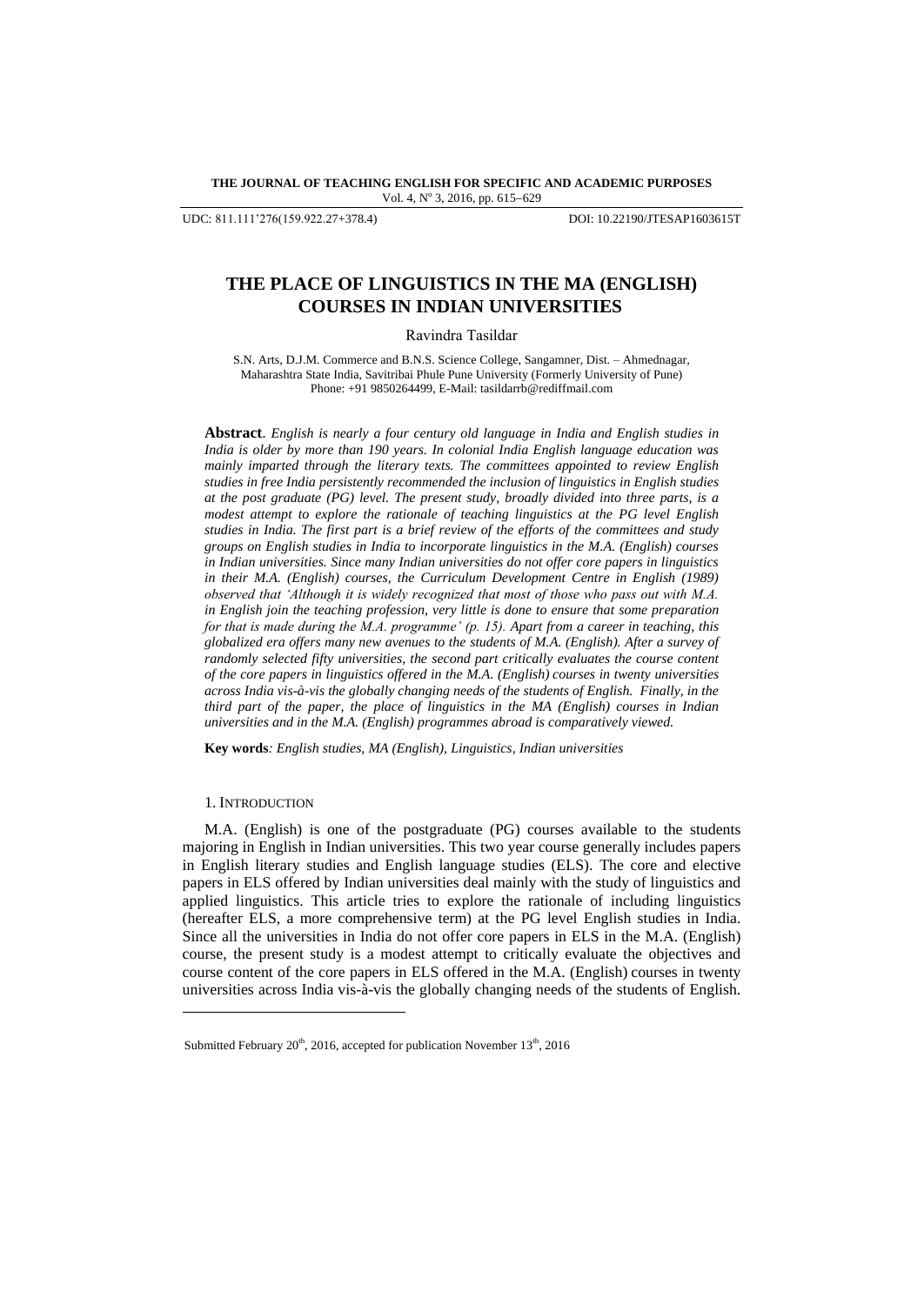# THE PLACE OF LINGUISTICS IN THE MA (ENGLISH) COURSES IN INDIAN UNIVERSITIES

Ravindra Tasildar

S.N. Arts, D.J.M. Commerce and B.N.S. Science College, Sangamner, Dist. – Ahmednagar, Maharashtra State India, Savitribai Phule Pune University (Formerly University of Pune)
Phone: +91 9850264499, E-Mail: tasildarrb@rediffmail.com

**Abstract**. *English is nearly a four century old language in India and English studies in India is older by more than 190 years. In colonial India English language education was mainly imparted through the literary texts. The committees appointed to review English studies in free India persistently recommended the inclusion of linguistics in English studies at the post graduate (PG) level. The present study, broadly divided into three parts, is a modest attempt to explore the rationale of teaching linguistics at the PG level English studies in India. The first part is a brief review of the efforts of the committees and study groups on English studies in India to incorporate linguistics in the M.A. (English) courses in Indian universities. Since many Indian universities do not offer core papers in linguistics in their M.A. (English) courses, the Curriculum Development Centre in English (1989) observed that 'Although it is widely recognized that most of those who pass out with M.A. in English join the teaching profession, very little is done to ensure that some preparation for that is made during the M.A. programme' (p. 15). Apart from a career in teaching, this globalized era offers many new avenues to the students of M.A. (English). After a survey of randomly selected fifty universities, the second part critically evaluates the course content of the core papers in linguistics offered in the M.A. (English) courses in twenty universities across India vis-à-vis the globally changing needs of the students of English. Finally, in the third part of the paper, the place of linguistics in the MA (English) courses in Indian universities and in the M.A. (English) programmes abroad is comparatively viewed.*

**Key words***: English studies, MA (English), Linguistics, Indian universities*

## 1. INTRODUCTION

M.A. (English) is one of the postgraduate (PG) courses available to the students majoring in English in Indian universities. This two year course generally includes papers in English literary studies and English language studies (ELS). The core and elective papers in ELS offered by Indian universities deal mainly with the study of linguistics and applied linguistics. This article tries to explore the rationale of including linguistics (hereafter ELS, a more comprehensive term) at the PG level English studies in India. Since all the universities in India do not offer core papers in ELS in the M.A. (English) course, the present study is a modest attempt to critically evaluate the objectives and course content of the core papers in ELS offered in the M.A. (English) courses in twenty universities across India vis-à-vis the globally changing needs of the students of English.

Submitted February 20th, 2016, accepted for publication November 13th, 2016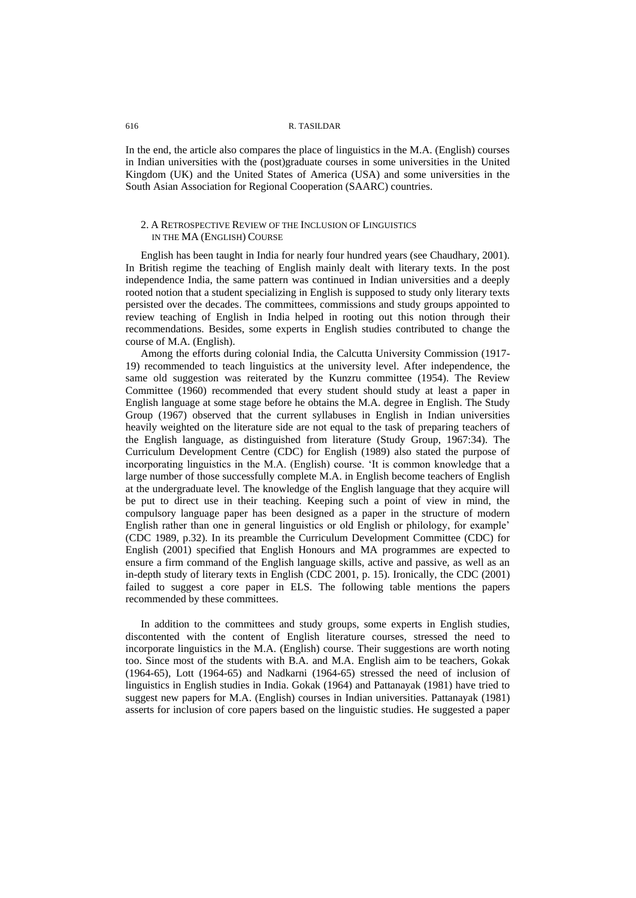In the end, the article also compares the place of linguistics in the M.A. (English) courses in Indian universities with the (post)graduate courses in some universities in the United Kingdom (UK) and the United States of America (USA) and some universities in the South Asian Association for Regional Cooperation (SAARC) countries.

## 2. A Retrospective Review of the Inclusion of Linguistics in the MA (English) Course

English has been taught in India for nearly four hundred years (see Chaudhary, 2001). In British regime the teaching of English mainly dealt with literary texts. In the post independence India, the same pattern was continued in Indian universities and a deeply rooted notion that a student specializing in English is supposed to study only literary texts persisted over the decades. The committees, commissions and study groups appointed to review teaching of English in India helped in rooting out this notion through their recommendations. Besides, some experts in English studies contributed to change the course of M.A. (English).

Among the efforts during colonial India, the Calcutta University Commission (1917-19) recommended to teach linguistics at the university level. After independence, the same old suggestion was reiterated by the Kunzru committee (1954). The Review Committee (1960) recommended that every student should study at least a paper in English language at some stage before he obtains the M.A. degree in English. The Study Group (1967) observed that the current syllabuses in English in Indian universities heavily weighted on the literature side are not equal to the task of preparing teachers of the English language, as distinguished from literature (Study Group, 1967:34). The Curriculum Development Centre (CDC) for English (1989) also stated the purpose of incorporating linguistics in the M.A. (English) course. 'It is common knowledge that a large number of those successfully complete M.A. in English become teachers of English at the undergraduate level. The knowledge of the English language that they acquire will be put to direct use in their teaching. Keeping such a point of view in mind, the compulsory language paper has been designed as a paper in the structure of modern English rather than one in general linguistics or old English or philology, for example' (CDC 1989, p.32). In its preamble the Curriculum Development Committee (CDC) for English (2001) specified that English Honours and MA programmes are expected to ensure a firm command of the English language skills, active and passive, as well as an in-depth study of literary texts in English (CDC 2001, p. 15). Ironically, the CDC (2001) failed to suggest a core paper in ELS. The following table mentions the papers recommended by these committees.

In addition to the committees and study groups, some experts in English studies, discontented with the content of English literature courses, stressed the need to incorporate linguistics in the M.A. (English) course. Their suggestions are worth noting too. Since most of the students with B.A. and M.A. English aim to be teachers, Gokak (1964-65), Lott (1964-65) and Nadkarni (1964-65) stressed the need of inclusion of linguistics in English studies in India. Gokak (1964) and Pattanayak (1981) have tried to suggest new papers for M.A. (English) courses in Indian universities. Pattanayak (1981) asserts for inclusion of core papers based on the linguistic studies. He suggested a paper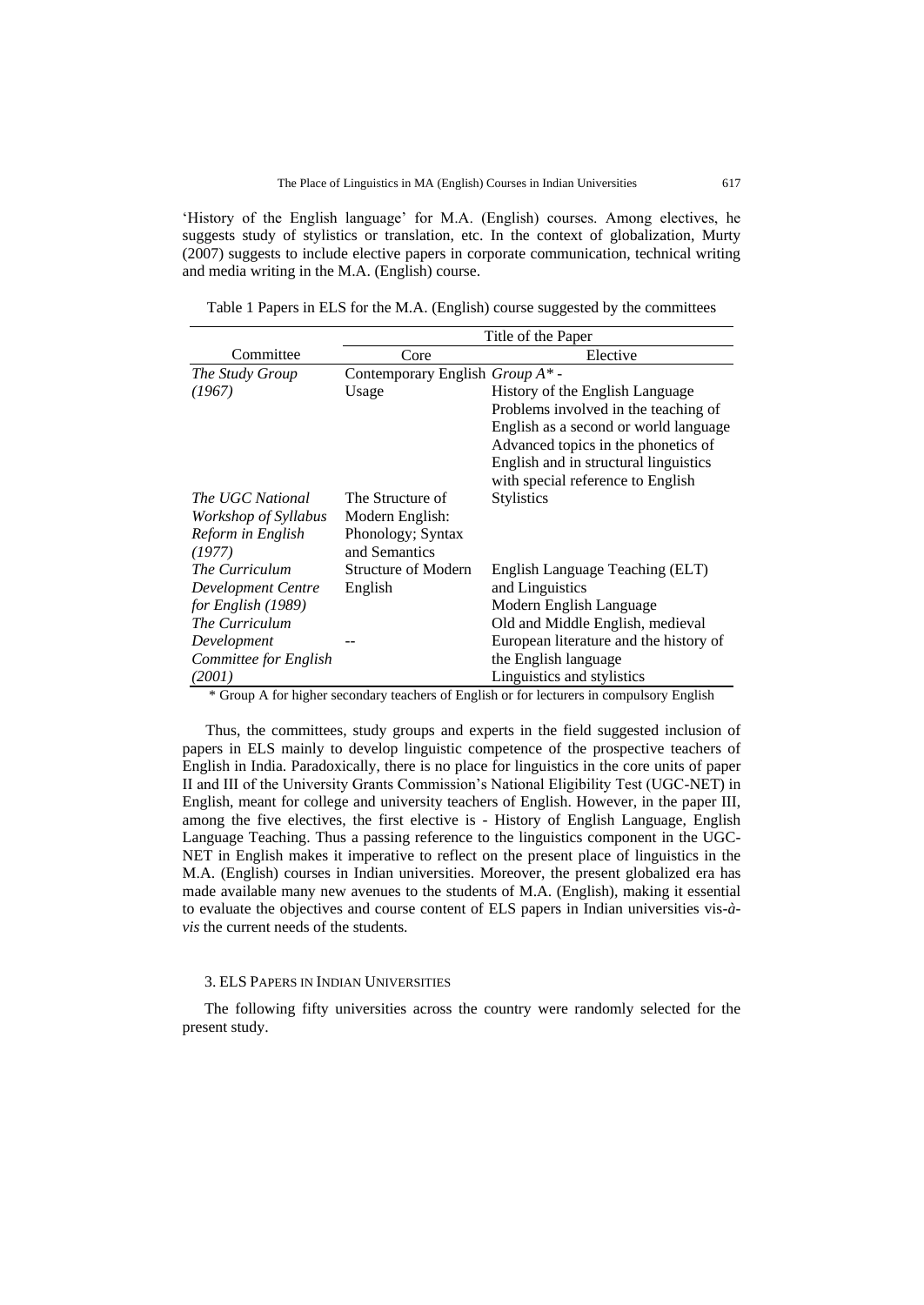'History of the English language' for M.A. (English) courses. Among electives, he suggests study of stylistics or translation, etc. In the context of globalization, Murty (2007) suggests to include elective papers in corporate communication, technical writing and media writing in the M.A. (English) course.

Table 1 Papers in ELS for the M.A. (English) course suggested by the committees

| Committee | Title of the Paper | |
|---|---|---|
| | Core | Elective |
| *The Study Group (1967)* | Contemporary English *Group A\** - Usage | History of the English Language<br>Problems involved in the teaching of English as a second or world language<br>Advanced topics in the phonetics of English and in structural linguistics with special reference to English |
| *The UGC National Workshop of Syllabus Reform in English (1977)* | The Structure of Modern English: Phonology; Syntax and Semantics | Stylistics |
| *The Curriculum Development Centre for English (1989)* | Structure of Modern English | English Language Teaching (ELT) and Linguistics<br>Modern English Language |
| *The Curriculum Development Committee for English (2001)* | -- | Old and Middle English, medieval European literature and the history of the English language<br>Linguistics and stylistics |

\* Group A for higher secondary teachers of English or for lecturers in compulsory English

Thus, the committees, study groups and experts in the field suggested inclusion of papers in ELS mainly to develop linguistic competence of the prospective teachers of English in India. Paradoxically, there is no place for linguistics in the core units of paper II and III of the University Grants Commission's National Eligibility Test (UGC-NET) in English, meant for college and university teachers of English. However, in the paper III, among the five electives, the first elective is - History of English Language, English Language Teaching. Thus a passing reference to the linguistics component in the UGC-NET in English makes it imperative to reflect on the present place of linguistics in the M.A. (English) courses in Indian universities. Moreover, the present globalized era has made available many new avenues to the students of M.A. (English), making it essential to evaluate the objectives and course content of ELS papers in Indian universities vis-*à-vis* the current needs of the students.

## 3. ELS Papers in Indian Universities

The following fifty universities across the country were randomly selected for the present study.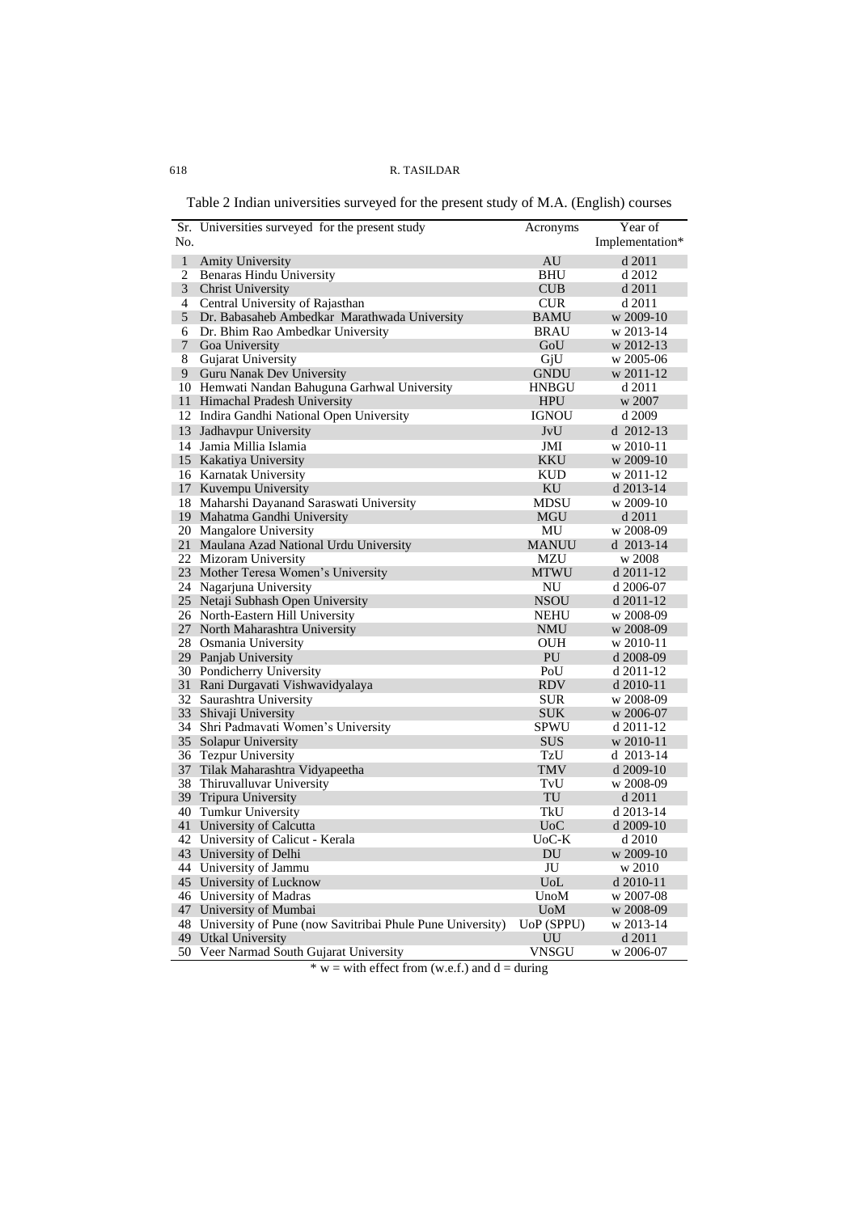Table 2 Indian universities surveyed for the present study of M.A. (English) courses

| Sr. No. | Universities surveyed for the present study | Acronyms | Year of Implementation* |
|---|---|---|---|
| 1 | Amity University | AU | d 2011 |
| 2 | Benaras Hindu University | BHU | d 2012 |
| 3 | Christ University | CUB | d 2011 |
| 4 | Central University of Rajasthan | CUR | d 2011 |
| 5 | Dr. Babasaheb Ambedkar Marathwada University | BAMU | w 2009-10 |
| 6 | Dr. Bhim Rao Ambedkar University | BRAU | w 2013-14 |
| 7 | Goa University | GoU | w 2012-13 |
| 8 | Gujarat University | GjU | w 2005-06 |
| 9 | Guru Nanak Dev University | GNDU | w 2011-12 |
| 10 | Hemwati Nandan Bahuguna Garhwal University | HNBGU | d 2011 |
| 11 | Himachal Pradesh University | HPU | w 2007 |
| 12 | Indira Gandhi National Open University | IGNOU | d 2009 |
| 13 | Jadhavpur University | JvU | d 2012-13 |
| 14 | Jamia Millia Islamia | JMI | w 2010-11 |
| 15 | Kakatiya University | KKU | w 2009-10 |
| 16 | Karnatak University | KUD | w 2011-12 |
| 17 | Kuvempu University | KU | d 2013-14 |
| 18 | Maharshi Dayanand Saraswati University | MDSU | w 2009-10 |
| 19 | Mahatma Gandhi University | MGU | d 2011 |
| 20 | Mangalore University | MU | w 2008-09 |
| 21 | Maulana Azad National Urdu University | MANUU | d 2013-14 |
| 22 | Mizoram University | MZU | w 2008 |
| 23 | Mother Teresa Women's University | MTWU | d 2011-12 |
| 24 | Nagarjuna University | NU | d 2006-07 |
| 25 | Netaji Subhash Open University | NSOU | d 2011-12 |
| 26 | North-Eastern Hill University | NEHU | w 2008-09 |
| 27 | North Maharashtra University | NMU | w 2008-09 |
| 28 | Osmania University | OUH | w 2010-11 |
| 29 | Panjab University | PU | d 2008-09 |
| 30 | Pondicherry University | PoU | d 2011-12 |
| 31 | Rani Durgavati Vishwavidyalaya | RDV | d 2010-11 |
| 32 | Saurashtra University | SUR | w 2008-09 |
| 33 | Shivaji University | SUK | w 2006-07 |
| 34 | Shri Padmavati Women's University | SPWU | d 2011-12 |
| 35 | Solapur University | SUS | w 2010-11 |
| 36 | Tezpur University | TzU | d 2013-14 |
| 37 | Tilak Maharashtra Vidyapeetha | TMV | d 2009-10 |
| 38 | Thiruvalluvar University | TvU | w 2008-09 |
| 39 | Tripura University | TU | d 2011 |
| 40 | Tumkur University | TkU | d 2013-14 |
| 41 | University of Calcutta | UoC | d 2009-10 |
| 42 | University of Calicut - Kerala | UoC-K | d 2010 |
| 43 | University of Delhi | DU | w 2009-10 |
| 44 | University of Jammu | JU | w 2010 |
| 45 | University of Lucknow | UoL | d 2010-11 |
| 46 | University of Madras | UnoM | w 2007-08 |
| 47 | University of Mumbai | UoM | w 2008-09 |
| 48 | University of Pune (now Savitribai Phule Pune University) | UoP (SPPU) | w 2013-14 |
| 49 | Utkal University | UU | d 2011 |
| 50 | Veer Narmad South Gujarat University | VNSGU | w 2006-07 |

* w = with effect from (w.e.f.) and d = during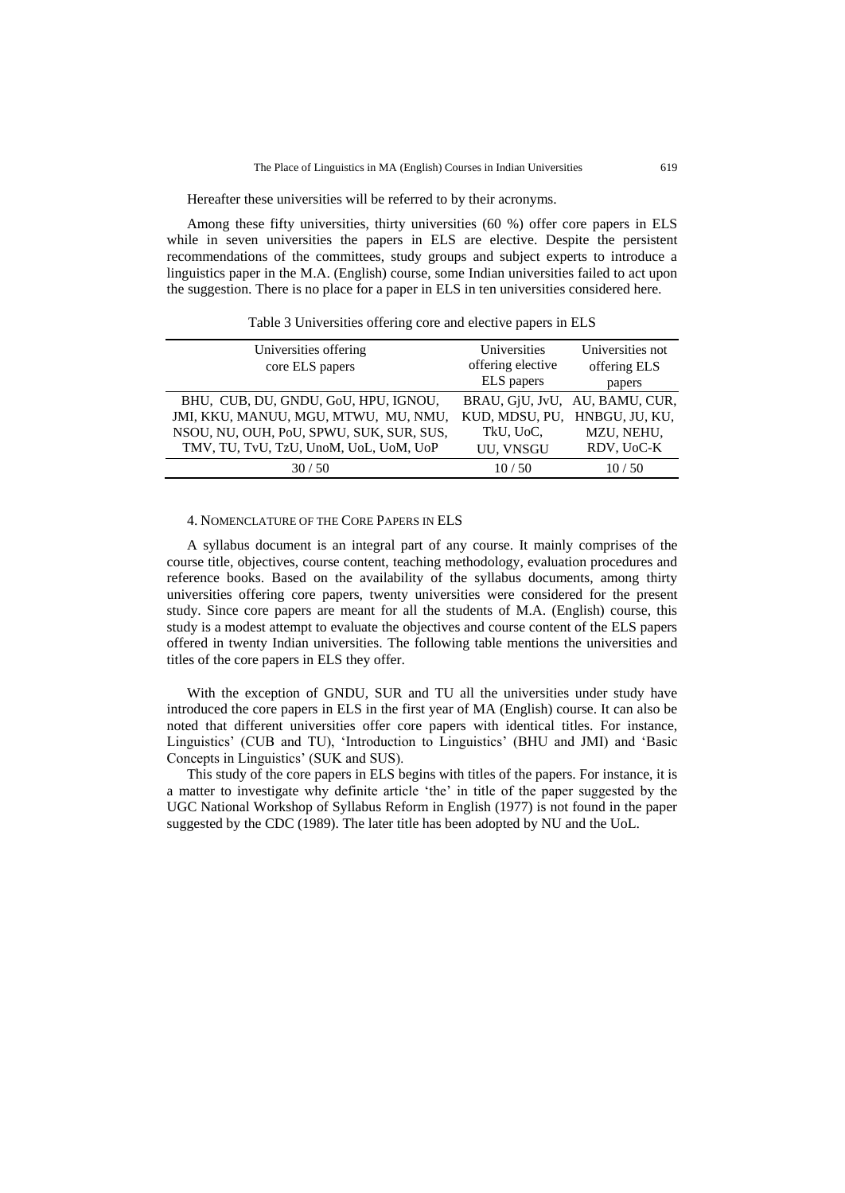Hereafter these universities will be referred to by their acronyms.

Among these fifty universities, thirty universities (60 %) offer core papers in ELS while in seven universities the papers in ELS are elective. Despite the persistent recommendations of the committees, study groups and subject experts to introduce a linguistics paper in the M.A. (English) course, some Indian universities failed to act upon the suggestion. There is no place for a paper in ELS in ten universities considered here.

Table 3 Universities offering core and elective papers in ELS

| Universities offering core ELS papers | Universities offering elective ELS papers | Universities not offering ELS papers |
|---|---|---|
| BHU, CUB, DU, GNDU, GoU, HPU, IGNOU, JMI, KKU, MANUU, MGU, MTWU, MU, NMU, NSOU, NU, OUH, PoU, SPWU, SUK, SUR, SUS, TMV, TU, TvU, TzU, UnoM, UoL, UoM, UoP | BRAU, GjU, JvU, KUD, MDSU, PU, TkU, UoC, UU, VNSGU | AU, BAMU, CUR, HNBGU, JU, KU, MZU, NEHU, RDV, UoC-K |
| 30 / 50 | 10 / 50 | 10 / 50 |

## 4. Nomenclature of the Core Papers in ELS

A syllabus document is an integral part of any course. It mainly comprises of the course title, objectives, course content, teaching methodology, evaluation procedures and reference books. Based on the availability of the syllabus documents, among thirty universities offering core papers, twenty universities were considered for the present study. Since core papers are meant for all the students of M.A. (English) course, this study is a modest attempt to evaluate the objectives and course content of the ELS papers offered in twenty Indian universities. The following table mentions the universities and titles of the core papers in ELS they offer.

With the exception of GNDU, SUR and TU all the universities under study have introduced the core papers in ELS in the first year of MA (English) course. It can also be noted that different universities offer core papers with identical titles. For instance, Linguistics' (CUB and TU), 'Introduction to Linguistics' (BHU and JMI) and 'Basic Concepts in Linguistics' (SUK and SUS).

This study of the core papers in ELS begins with titles of the papers. For instance, it is a matter to investigate why definite article 'the' in title of the paper suggested by the UGC National Workshop of Syllabus Reform in English (1977) is not found in the paper suggested by the CDC (1989). The later title has been adopted by NU and the UoL.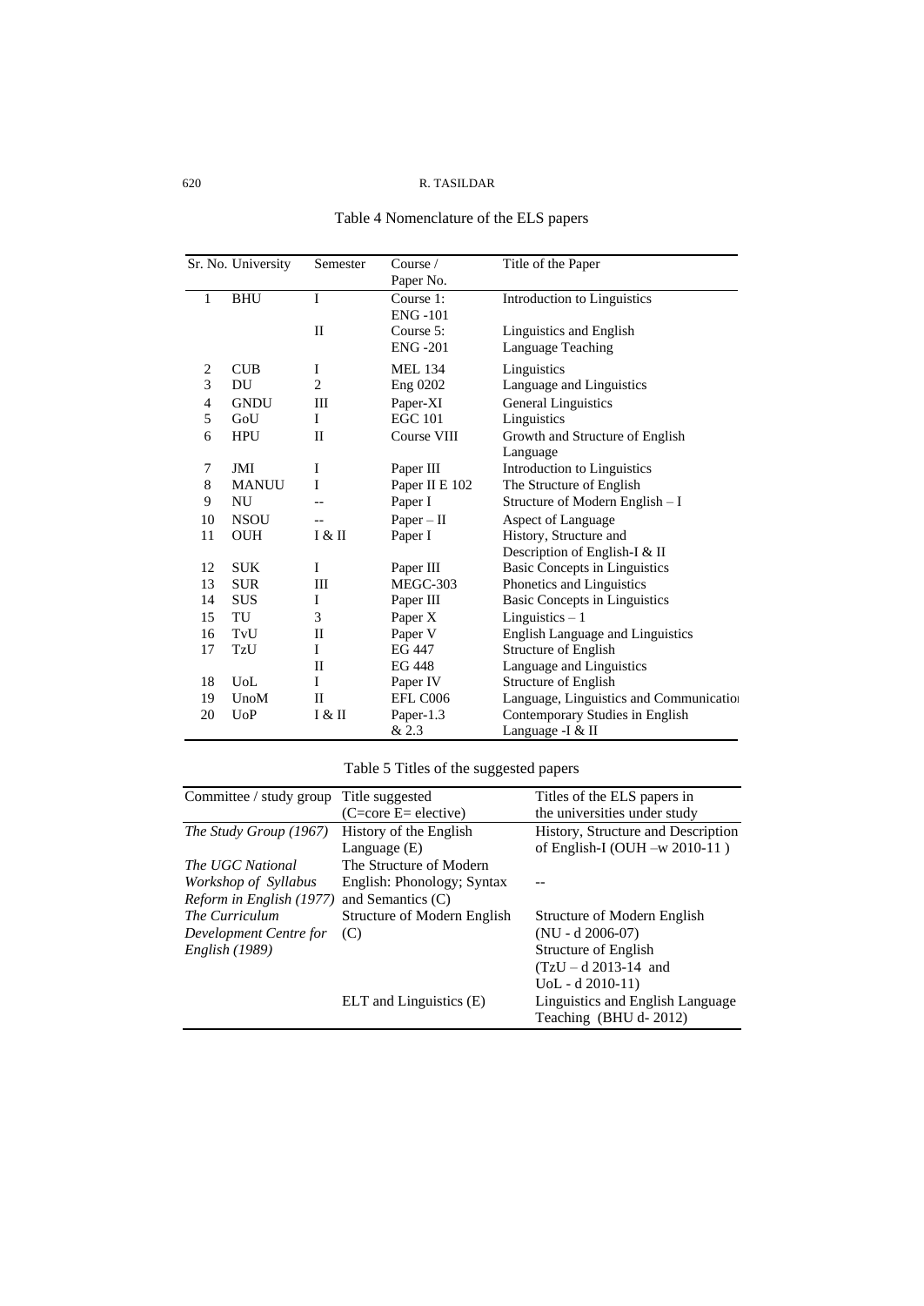Table 4 Nomenclature of the ELS papers

| Sr. No. | University | Semester | Course / Paper No. | Title of the Paper |
|---|---|---|---|---|
| 1 | BHU | I | Course 1: ENG -101 | Introduction to Linguistics |
| | | II | Course 5: ENG -201 | Linguistics and English Language Teaching |
| 2 | CUB | I | MEL 134 | Linguistics |
| 3 | DU | 2 | Eng 0202 | Language and Linguistics |
| 4 | GNDU | III | Paper-XI | General Linguistics |
| 5 | GoU | I | EGC 101 | Linguistics |
| 6 | HPU | II | Course VIII | Growth and Structure of English Language |
| 7 | JMI | I | Paper III | Introduction to Linguistics |
| 8 | MANUU | I | Paper II E 102 | The Structure of English |
| 9 | NU | -- | Paper I | Structure of Modern English – I |
| 10 | NSOU | -- | Paper – II | Aspect of Language |
| 11 | OUH | I & II | Paper I | History, Structure and Description of English-I & II |
| 12 | SUK | I | Paper III | Basic Concepts in Linguistics |
| 13 | SUR | III | MEGC-303 | Phonetics and Linguistics |
| 14 | SUS | I | Paper III | Basic Concepts in Linguistics |
| 15 | TU | 3 | Paper X | Linguistics – 1 |
| 16 | TvU | II | Paper V | English Language and Linguistics |
| 17 | TzU | I | EG 447 | Structure of English |
| | | II | EG 448 | Language and Linguistics |
| 18 | UoL | I | Paper IV | Structure of English |
| 19 | UnoM | II | EFL C006 | Language, Linguistics and Communication |
| 20 | UoP | I & II | Paper-1.3 & 2.3 | Contemporary Studies in English Language -I & II |

Table 5 Titles of the suggested papers

| Committee / study group | Title suggested (C=core E= elective) | Titles of the ELS papers in the universities under study |
|---|---|---|
| *The Study Group (1967)* | History of the English Language (E) | History, Structure and Description of English-I (OUH –w 2010-11 ) |
| *The UGC National Workshop of Syllabus Reform in English (1977)* | The Structure of Modern English: Phonology; Syntax and Semantics (C) | -- |
| *The Curriculum Development Centre for English (1989)* | Structure of Modern English (C) | Structure of Modern English (NU - d 2006-07) Structure of English (TzU – d 2013-14 and UoL - d 2010-11) |
| | ELT and Linguistics (E) | Linguistics and English Language Teaching (BHU d- 2012) |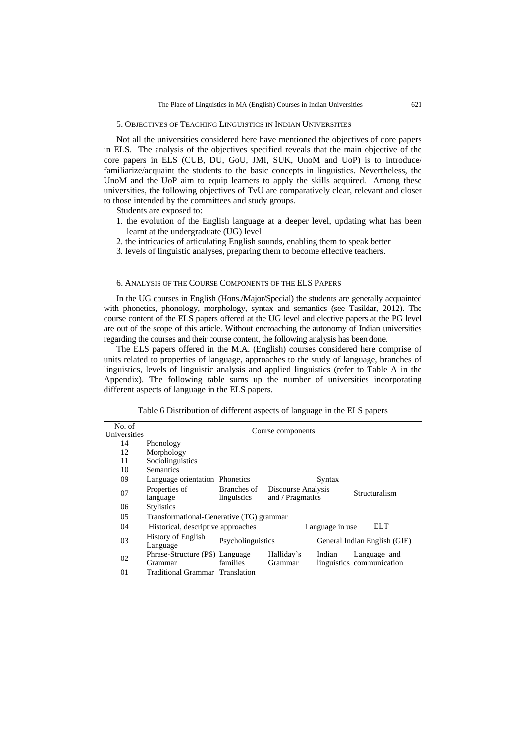## 5. Objectives of Teaching Linguistics in Indian Universities

Not all the universities considered here have mentioned the objectives of core papers in ELS. The analysis of the objectives specified reveals that the main objective of the core papers in ELS (CUB, DU, GoU, JMI, SUK, UnoM and UoP) is to introduce/ familiarize/acquaint the students to the basic concepts in linguistics. Nevertheless, the UnoM and the UoP aim to equip learners to apply the skills acquired. Among these universities, the following objectives of TvU are comparatively clear, relevant and closer to those intended by the committees and study groups.

Students are exposed to:

1. the evolution of the English language at a deeper level, updating what has been learnt at the undergraduate (UG) level
2. the intricacies of articulating English sounds, enabling them to speak better
3. levels of linguistic analyses, preparing them to become effective teachers.

## 6. Analysis of the Course Components of the ELS Papers

In the UG courses in English (Hons./Major/Special) the students are generally acquainted with phonetics, phonology, morphology, syntax and semantics (see Tasildar, 2012). The course content of the ELS papers offered at the UG level and elective papers at the PG level are out of the scope of this article. Without encroaching the autonomy of Indian universities regarding the courses and their course content, the following analysis has been done.

The ELS papers offered in the M.A. (English) courses considered here comprise of units related to properties of language, approaches to the study of language, branches of linguistics, levels of linguistic analysis and applied linguistics (refer to Table A in the Appendix). The following table sums up the number of universities incorporating different aspects of language in the ELS papers.

Table 6 Distribution of different aspects of language in the ELS papers

| No. of Universities | Course components | | | | |
|---|---|---|---|---|---|
| 14 | Phonology | | | | |
| 12 | Morphology | | | | |
| 11 | Sociolinguistics | | | | |
| 10 | Semantics | | | | |
| 09 | Language orientation | Phonetics | | Syntax | |
| 07 | Properties of language | Branches of linguistics | Discourse Analysis and / Pragmatics | | Structuralism |
| 06 | Stylistics | | | | |
| 05 | Transformational-Generative (TG) grammar | | | | |
| 04 | Historical, descriptive approaches | | | Language in use | ELT |
| 03 | History of English Language | Psycholinguistics | | General Indian English (GIE) | |
| 02 | Phrase-Structure (PS) Grammar | Language families | Halliday's Grammar | Indian linguistics | Language and communication |
| 01 | Traditional Grammar | Translation | | | |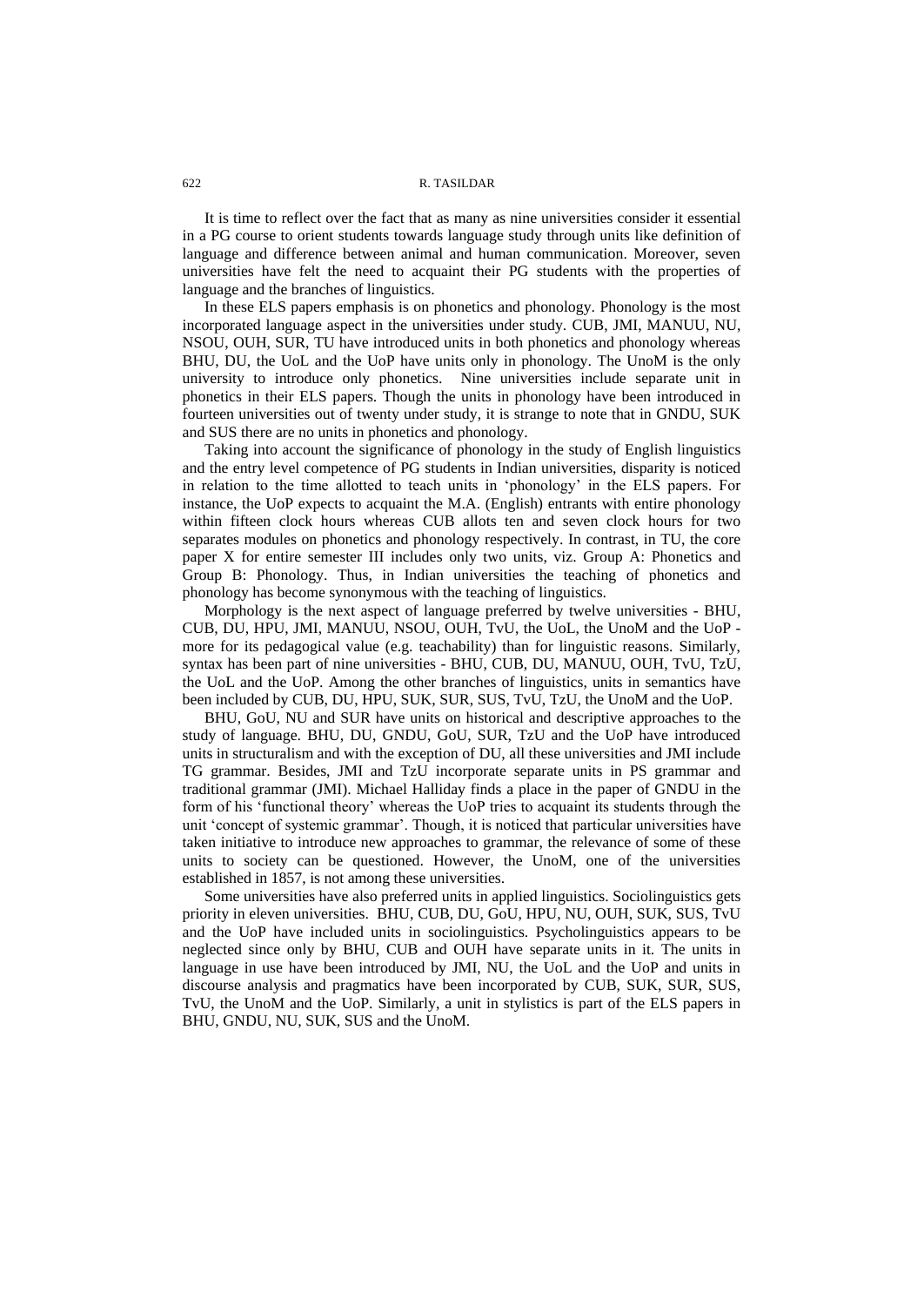It is time to reflect over the fact that as many as nine universities consider it essential in a PG course to orient students towards language study through units like definition of language and difference between animal and human communication. Moreover, seven universities have felt the need to acquaint their PG students with the properties of language and the branches of linguistics.

In these ELS papers emphasis is on phonetics and phonology. Phonology is the most incorporated language aspect in the universities under study. CUB, JMI, MANUU, NU, NSOU, OUH, SUR, TU have introduced units in both phonetics and phonology whereas BHU, DU, the UoL and the UoP have units only in phonology. The UnoM is the only university to introduce only phonetics. Nine universities include separate unit in phonetics in their ELS papers. Though the units in phonology have been introduced in fourteen universities out of twenty under study, it is strange to note that in GNDU, SUK and SUS there are no units in phonetics and phonology.

Taking into account the significance of phonology in the study of English linguistics and the entry level competence of PG students in Indian universities, disparity is noticed in relation to the time allotted to teach units in 'phonology' in the ELS papers. For instance, the UoP expects to acquaint the M.A. (English) entrants with entire phonology within fifteen clock hours whereas CUB allots ten and seven clock hours for two separates modules on phonetics and phonology respectively. In contrast, in TU, the core paper X for entire semester III includes only two units, viz. Group A: Phonetics and Group B: Phonology. Thus, in Indian universities the teaching of phonetics and phonology has become synonymous with the teaching of linguistics.

Morphology is the next aspect of language preferred by twelve universities - BHU, CUB, DU, HPU, JMI, MANUU, NSOU, OUH, TvU, the UoL, the UnoM and the UoP - more for its pedagogical value (e.g. teachability) than for linguistic reasons. Similarly, syntax has been part of nine universities - BHU, CUB, DU, MANUU, OUH, TvU, TzU, the UoL and the UoP. Among the other branches of linguistics, units in semantics have been included by CUB, DU, HPU, SUK, SUR, SUS, TvU, TzU, the UnoM and the UoP.

BHU, GoU, NU and SUR have units on historical and descriptive approaches to the study of language. BHU, DU, GNDU, GoU, SUR, TzU and the UoP have introduced units in structuralism and with the exception of DU, all these universities and JMI include TG grammar. Besides, JMI and TzU incorporate separate units in PS grammar and traditional grammar (JMI). Michael Halliday finds a place in the paper of GNDU in the form of his 'functional theory' whereas the UoP tries to acquaint its students through the unit 'concept of systemic grammar'. Though, it is noticed that particular universities have taken initiative to introduce new approaches to grammar, the relevance of some of these units to society can be questioned. However, the UnoM, one of the universities established in 1857, is not among these universities.

Some universities have also preferred units in applied linguistics. Sociolinguistics gets priority in eleven universities. BHU, CUB, DU, GoU, HPU, NU, OUH, SUK, SUS, TvU and the UoP have included units in sociolinguistics. Psycholinguistics appears to be neglected since only by BHU, CUB and OUH have separate units in it. The units in language in use have been introduced by JMI, NU, the UoL and the UoP and units in discourse analysis and pragmatics have been incorporated by CUB, SUK, SUR, SUS, TvU, the UnoM and the UoP. Similarly, a unit in stylistics is part of the ELS papers in BHU, GNDU, NU, SUK, SUS and the UnoM.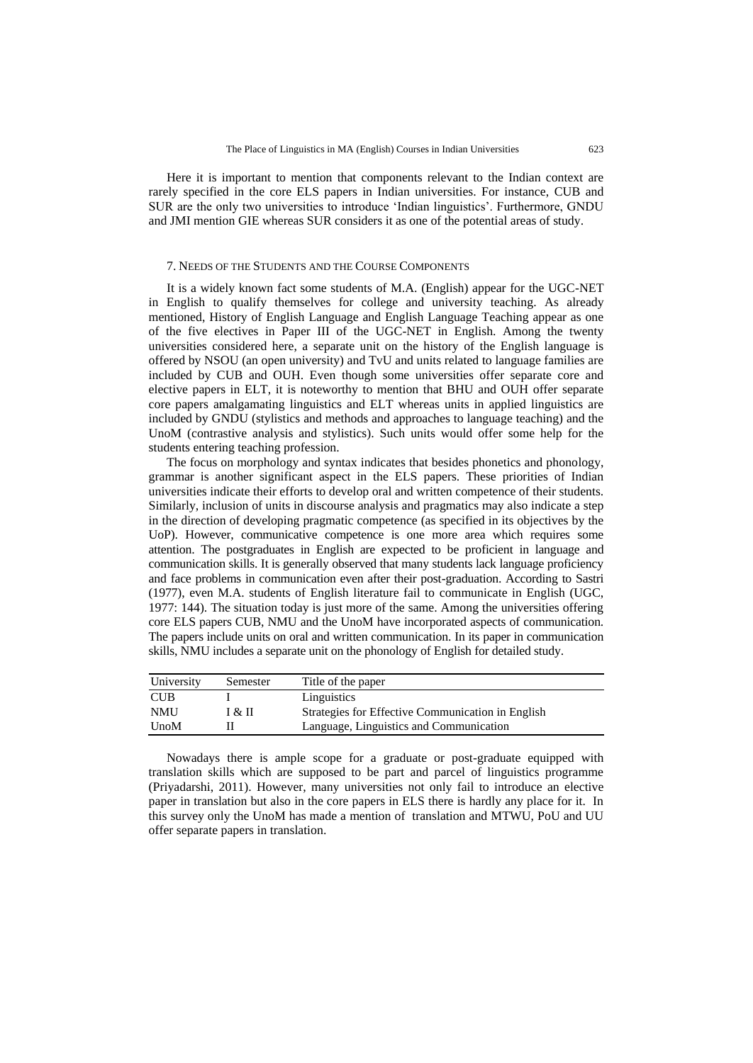Here it is important to mention that components relevant to the Indian context are rarely specified in the core ELS papers in Indian universities. For instance, CUB and SUR are the only two universities to introduce 'Indian linguistics'. Furthermore, GNDU and JMI mention GIE whereas SUR considers it as one of the potential areas of study.

## 7. Needs of the Students and the Course Components

It is a widely known fact some students of M.A. (English) appear for the UGC-NET in English to qualify themselves for college and university teaching. As already mentioned, History of English Language and English Language Teaching appear as one of the five electives in Paper III of the UGC-NET in English. Among the twenty universities considered here, a separate unit on the history of the English language is offered by NSOU (an open university) and TvU and units related to language families are included by CUB and OUH. Even though some universities offer separate core and elective papers in ELT, it is noteworthy to mention that BHU and OUH offer separate core papers amalgamating linguistics and ELT whereas units in applied linguistics are included by GNDU (stylistics and methods and approaches to language teaching) and the UnoM (contrastive analysis and stylistics). Such units would offer some help for the students entering teaching profession.

The focus on morphology and syntax indicates that besides phonetics and phonology, grammar is another significant aspect in the ELS papers. These priorities of Indian universities indicate their efforts to develop oral and written competence of their students. Similarly, inclusion of units in discourse analysis and pragmatics may also indicate a step in the direction of developing pragmatic competence (as specified in its objectives by the UoP). However, communicative competence is one more area which requires some attention. The postgraduates in English are expected to be proficient in language and communication skills. It is generally observed that many students lack language proficiency and face problems in communication even after their post-graduation. According to Sastri (1977), even M.A. students of English literature fail to communicate in English (UGC, 1977: 144). The situation today is just more of the same. Among the universities offering core ELS papers CUB, NMU and the UnoM have incorporated aspects of communication. The papers include units on oral and written communication. In its paper in communication skills, NMU includes a separate unit on the phonology of English for detailed study.

| University | Semester | Title of the paper |
|---|---|---|
| CUB | I | Linguistics |
| NMU | I & II | Strategies for Effective Communication in English |
| UnoM | II | Language, Linguistics and Communication |

Nowadays there is ample scope for a graduate or post-graduate equipped with translation skills which are supposed to be part and parcel of linguistics programme (Priyadarshi, 2011). However, many universities not only fail to introduce an elective paper in translation but also in the core papers in ELS there is hardly any place for it. In this survey only the UnoM has made a mention of translation and MTWU, PoU and UU offer separate papers in translation.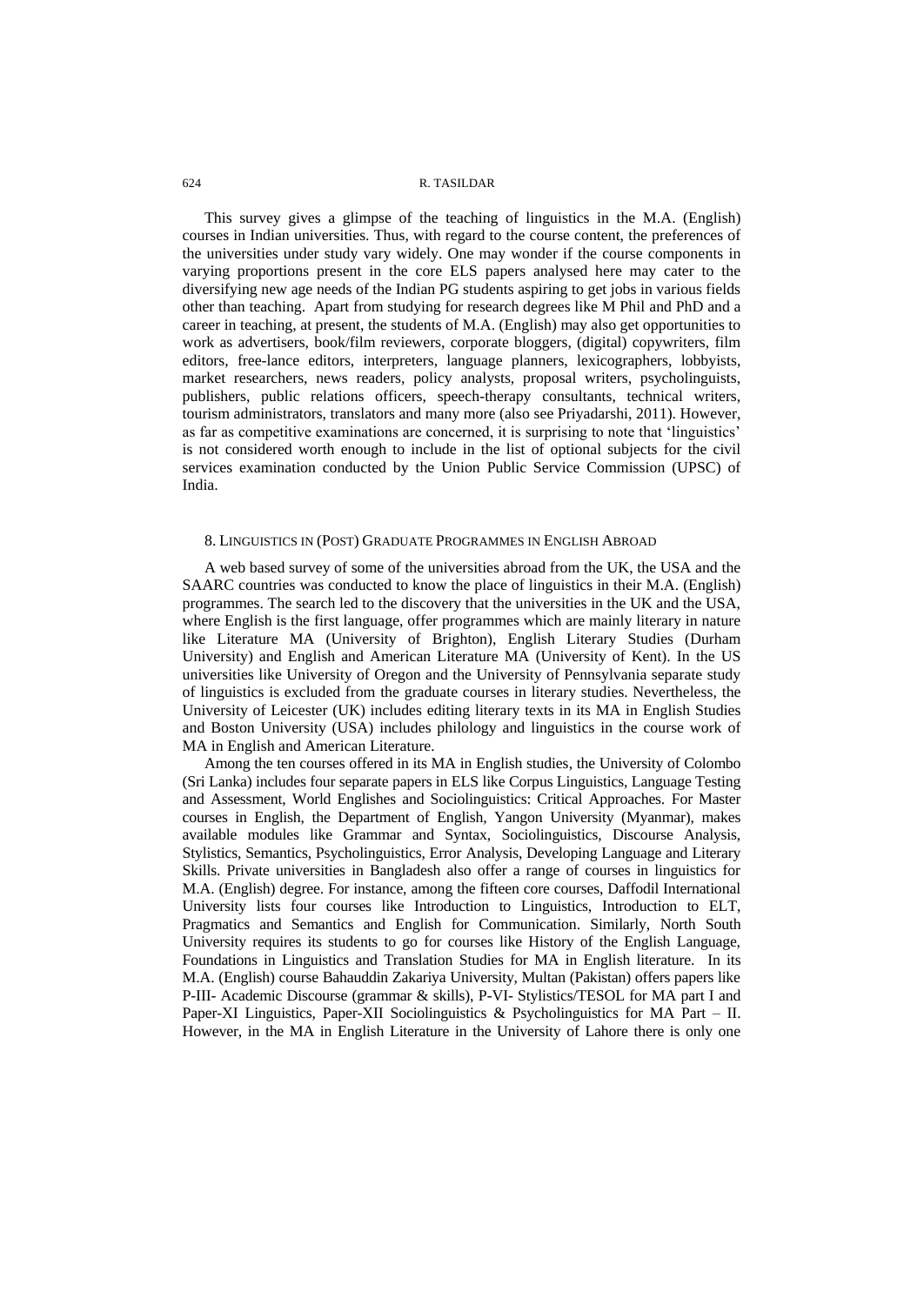This survey gives a glimpse of the teaching of linguistics in the M.A. (English) courses in Indian universities. Thus, with regard to the course content, the preferences of the universities under study vary widely. One may wonder if the course components in varying proportions present in the core ELS papers analysed here may cater to the diversifying new age needs of the Indian PG students aspiring to get jobs in various fields other than teaching. Apart from studying for research degrees like M Phil and PhD and a career in teaching, at present, the students of M.A. (English) may also get opportunities to work as advertisers, book/film reviewers, corporate bloggers, (digital) copywriters, film editors, free-lance editors, interpreters, language planners, lexicographers, lobbyists, market researchers, news readers, policy analysts, proposal writers, psycholinguists, publishers, public relations officers, speech-therapy consultants, technical writers, tourism administrators, translators and many more (also see Priyadarshi, 2011). However, as far as competitive examinations are concerned, it is surprising to note that 'linguistics' is not considered worth enough to include in the list of optional subjects for the civil services examination conducted by the Union Public Service Commission (UPSC) of India.

## 8. Linguistics in (Post) Graduate Programmes in English Abroad

A web based survey of some of the universities abroad from the UK, the USA and the SAARC countries was conducted to know the place of linguistics in their M.A. (English) programmes. The search led to the discovery that the universities in the UK and the USA, where English is the first language, offer programmes which are mainly literary in nature like Literature MA (University of Brighton), English Literary Studies (Durham University) and English and American Literature MA (University of Kent). In the US universities like University of Oregon and the University of Pennsylvania separate study of linguistics is excluded from the graduate courses in literary studies. Nevertheless, the University of Leicester (UK) includes editing literary texts in its MA in English Studies and Boston University (USA) includes philology and linguistics in the course work of MA in English and American Literature.

Among the ten courses offered in its MA in English studies, the University of Colombo (Sri Lanka) includes four separate papers in ELS like Corpus Linguistics, Language Testing and Assessment, World Englishes and Sociolinguistics: Critical Approaches. For Master courses in English, the Department of English, Yangon University (Myanmar), makes available modules like Grammar and Syntax, Sociolinguistics, Discourse Analysis, Stylistics, Semantics, Psycholinguistics, Error Analysis, Developing Language and Literary Skills. Private universities in Bangladesh also offer a range of courses in linguistics for M.A. (English) degree. For instance, among the fifteen core courses, Daffodil International University lists four courses like Introduction to Linguistics, Introduction to ELT, Pragmatics and Semantics and English for Communication. Similarly, North South University requires its students to go for courses like History of the English Language, Foundations in Linguistics and Translation Studies for MA in English literature. In its M.A. (English) course Bahauddin Zakariya University, Multan (Pakistan) offers papers like P-III- Academic Discourse (grammar & skills), P-VI- Stylistics/TESOL for MA part I and Paper-XI Linguistics, Paper-XII Sociolinguistics & Psycholinguistics for MA Part – II. However, in the MA in English Literature in the University of Lahore there is only one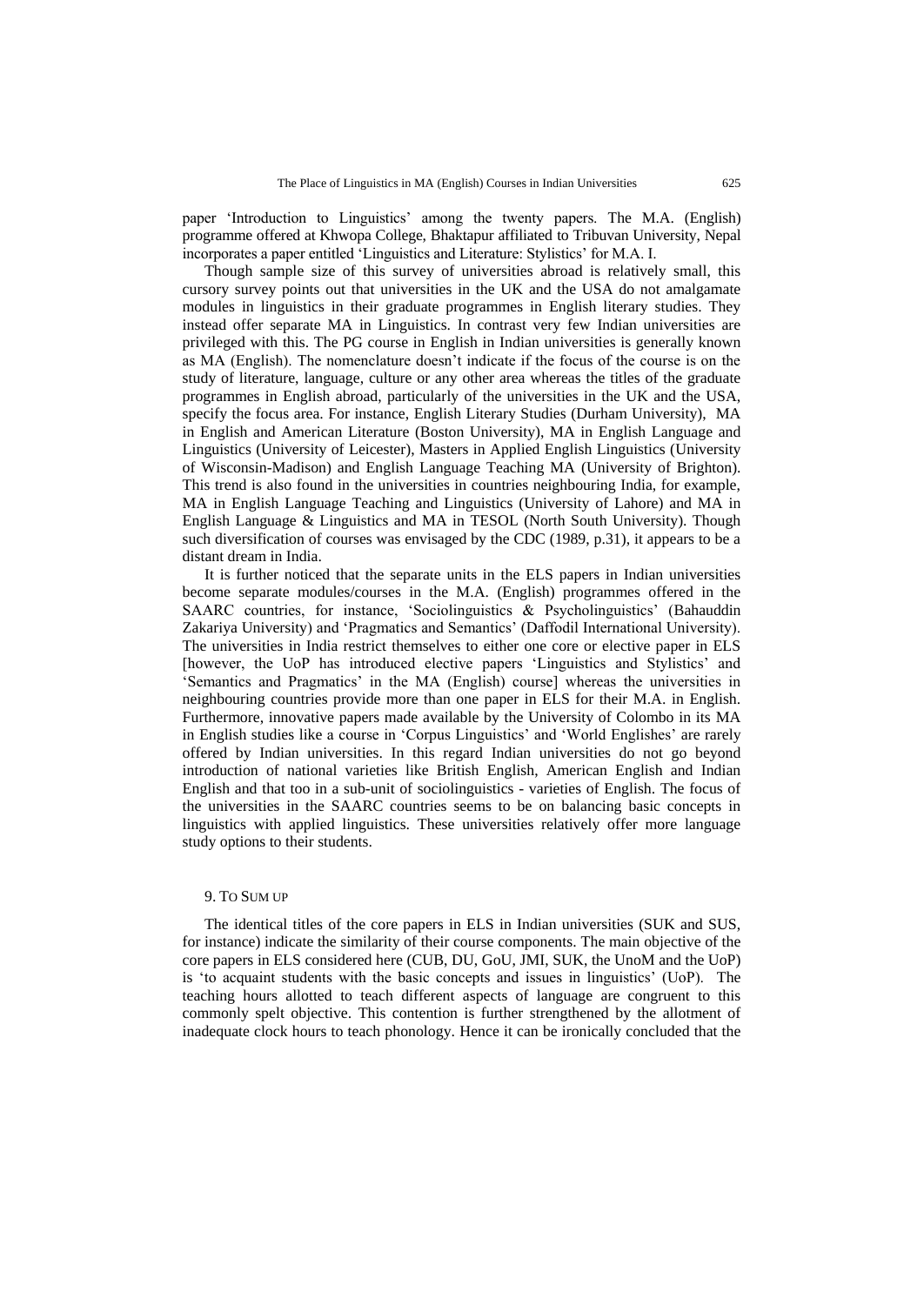paper 'Introduction to Linguistics' among the twenty papers. The M.A. (English) programme offered at Khwopa College, Bhaktapur affiliated to Tribuvan University, Nepal incorporates a paper entitled 'Linguistics and Literature: Stylistics' for M.A. I.

Though sample size of this survey of universities abroad is relatively small, this cursory survey points out that universities in the UK and the USA do not amalgamate modules in linguistics in their graduate programmes in English literary studies. They instead offer separate MA in Linguistics. In contrast very few Indian universities are privileged with this. The PG course in English in Indian universities is generally known as MA (English). The nomenclature doesn't indicate if the focus of the course is on the study of literature, language, culture or any other area whereas the titles of the graduate programmes in English abroad, particularly of the universities in the UK and the USA, specify the focus area. For instance, English Literary Studies (Durham University), MA in English and American Literature (Boston University), MA in English Language and Linguistics (University of Leicester), Masters in Applied English Linguistics (University of Wisconsin-Madison) and English Language Teaching MA (University of Brighton). This trend is also found in the universities in countries neighbouring India, for example, MA in English Language Teaching and Linguistics (University of Lahore) and MA in English Language & Linguistics and MA in TESOL (North South University). Though such diversification of courses was envisaged by the CDC (1989, p.31), it appears to be a distant dream in India.

It is further noticed that the separate units in the ELS papers in Indian universities become separate modules/courses in the M.A. (English) programmes offered in the SAARC countries, for instance, 'Sociolinguistics & Psycholinguistics' (Bahauddin Zakariya University) and 'Pragmatics and Semantics' (Daffodil International University). The universities in India restrict themselves to either one core or elective paper in ELS [however, the UoP has introduced elective papers 'Linguistics and Stylistics' and 'Semantics and Pragmatics' in the MA (English) course] whereas the universities in neighbouring countries provide more than one paper in ELS for their M.A. in English. Furthermore, innovative papers made available by the University of Colombo in its MA in English studies like a course in 'Corpus Linguistics' and 'World Englishes' are rarely offered by Indian universities. In this regard Indian universities do not go beyond introduction of national varieties like British English, American English and Indian English and that too in a sub-unit of sociolinguistics - varieties of English. The focus of the universities in the SAARC countries seems to be on balancing basic concepts in linguistics with applied linguistics. These universities relatively offer more language study options to their students.

## 9. To Sum Up

The identical titles of the core papers in ELS in Indian universities (SUK and SUS, for instance) indicate the similarity of their course components. The main objective of the core papers in ELS considered here (CUB, DU, GoU, JMI, SUK, the UnoM and the UoP) is 'to acquaint students with the basic concepts and issues in linguistics' (UoP). The teaching hours allotted to teach different aspects of language are congruent to this commonly spelt objective. This contention is further strengthened by the allotment of inadequate clock hours to teach phonology. Hence it can be ironically concluded that the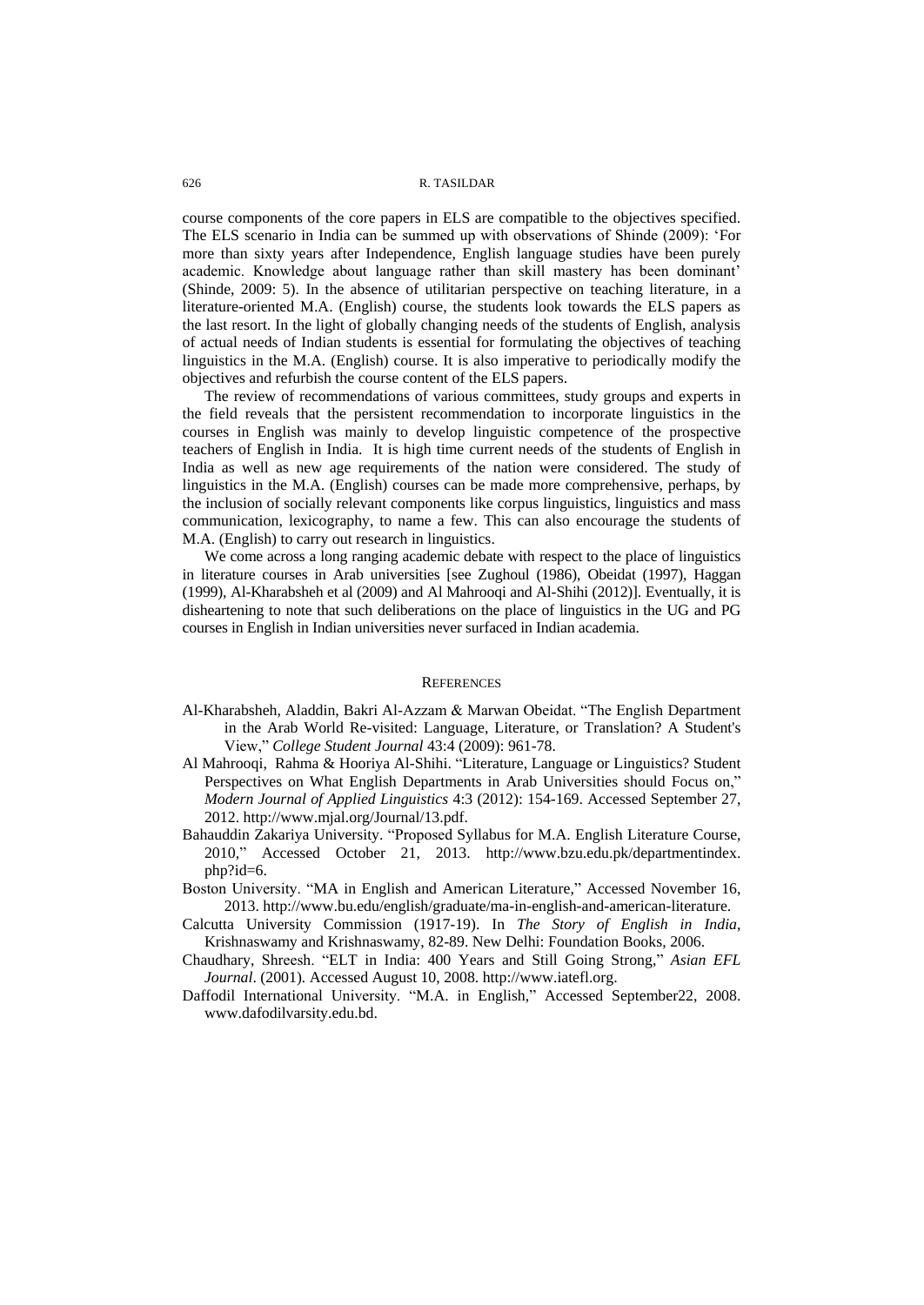course components of the core papers in ELS are compatible to the objectives specified. The ELS scenario in India can be summed up with observations of Shinde (2009): 'For more than sixty years after Independence, English language studies have been purely academic. Knowledge about language rather than skill mastery has been dominant' (Shinde, 2009: 5). In the absence of utilitarian perspective on teaching literature, in a literature-oriented M.A. (English) course, the students look towards the ELS papers as the last resort. In the light of globally changing needs of the students of English, analysis of actual needs of Indian students is essential for formulating the objectives of teaching linguistics in the M.A. (English) course. It is also imperative to periodically modify the objectives and refurbish the course content of the ELS papers.

The review of recommendations of various committees, study groups and experts in the field reveals that the persistent recommendation to incorporate linguistics in the courses in English was mainly to develop linguistic competence of the prospective teachers of English in India. It is high time current needs of the students of English in India as well as new age requirements of the nation were considered. The study of linguistics in the M.A. (English) courses can be made more comprehensive, perhaps, by the inclusion of socially relevant components like corpus linguistics, linguistics and mass communication, lexicography, to name a few. This can also encourage the students of M.A. (English) to carry out research in linguistics.

We come across a long ranging academic debate with respect to the place of linguistics in literature courses in Arab universities [see Zughoul (1986), Obeidat (1997), Haggan (1999), Al-Kharabsheh et al (2009) and Al Mahrooqi and Al-Shihi (2012)]. Eventually, it is disheartening to note that such deliberations on the place of linguistics in the UG and PG courses in English in Indian universities never surfaced in Indian academia.

## References

Al-Kharabsheh, Aladdin, Bakri Al-Azzam & Marwan Obeidat. "The English Department in the Arab World Re-visited: Language, Literature, or Translation? A Student's View," *College Student Journal* 43:4 (2009): 961-78.

Al Mahrooqi, Rahma & Hooriya Al-Shihi. "Literature, Language or Linguistics? Student Perspectives on What English Departments in Arab Universities should Focus on," *Modern Journal of Applied Linguistics* 4:3 (2012): 154-169. Accessed September 27, 2012. http://www.mjal.org/Journal/13.pdf.

Bahauddin Zakariya University. "Proposed Syllabus for M.A. English Literature Course, 2010," Accessed October 21, 2013. http://www.bzu.edu.pk/departmentindex.php?id=6.

Boston University. "MA in English and American Literature," Accessed November 16, 2013. http://www.bu.edu/english/graduate/ma-in-english-and-american-literature.

Calcutta University Commission (1917-19). In *The Story of English in India*, Krishnaswamy and Krishnaswamy, 82-89. New Delhi: Foundation Books, 2006.

Chaudhary, Shreesh. "ELT in India: 400 Years and Still Going Strong," *Asian EFL Journal*. (2001). Accessed August 10, 2008. http://www.iatefl.org.

Daffodil International University. "M.A. in English," Accessed September22, 2008. www.dafodilvarsity.edu.bd.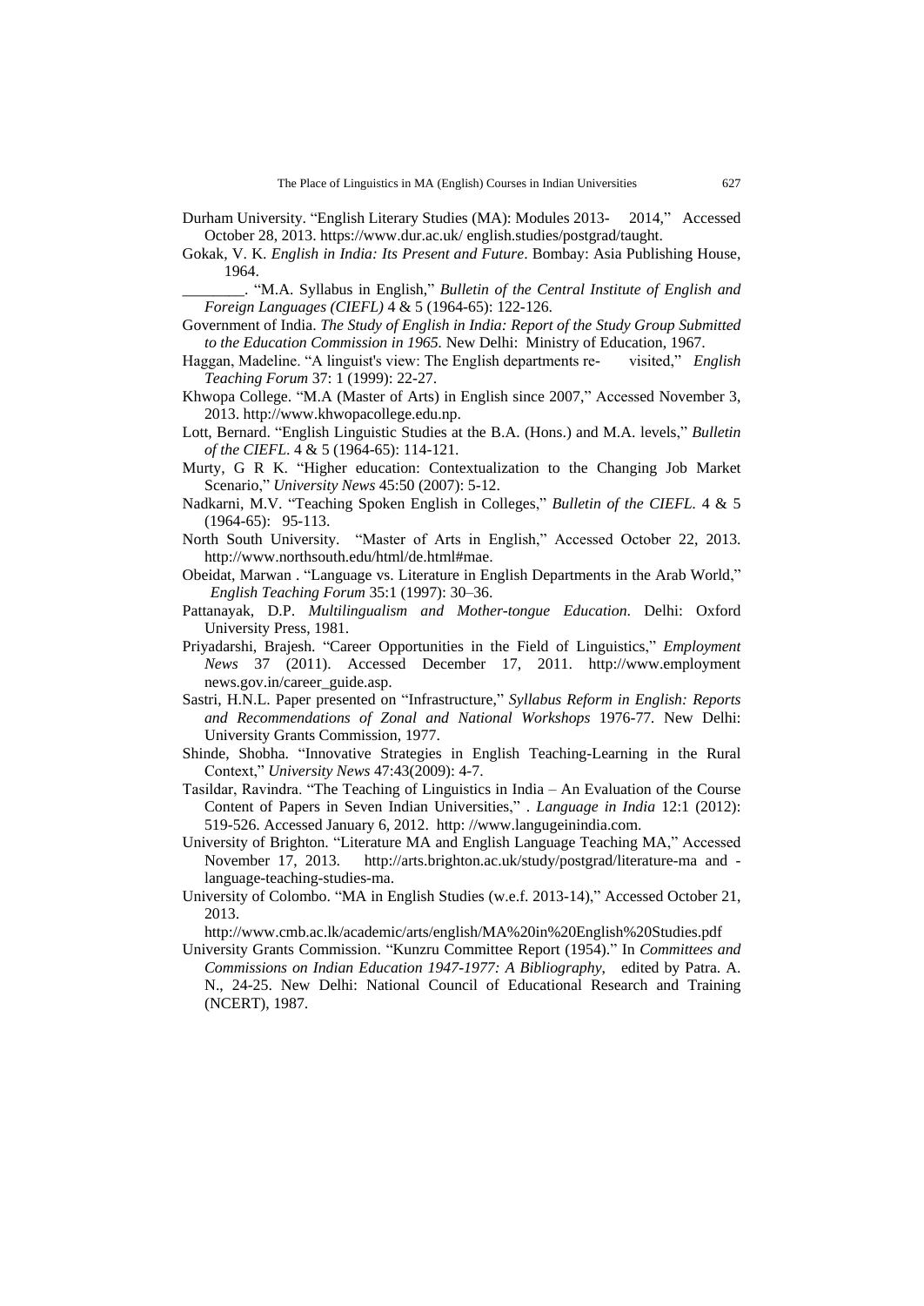Durham University. "English Literary Studies (MA): Modules 2013- 2014," Accessed October 28, 2013. https://www.dur.ac.uk/ english.studies/postgrad/taught.

Gokak, V. K. *English in India: Its Present and Future*. Bombay: Asia Publishing House, 1964.

________. "M.A. Syllabus in English," *Bulletin of the Central Institute of English and Foreign Languages (CIEFL)* 4 & 5 (1964-65): 122-126.

Government of India. *The Study of English in India: Report of the Study Group Submitted to the Education Commission in 1965.* New Delhi: Ministry of Education, 1967.

Haggan, Madeline. "A linguist's view: The English departments re- visited," *English Teaching Forum* 37: 1 (1999): 22-27.

Khwopa College. "M.A (Master of Arts) in English since 2007," Accessed November 3, 2013. http://www.khwopacollege.edu.np.

Lott, Bernard. "English Linguistic Studies at the B.A. (Hons.) and M.A. levels," *Bulletin of the CIEFL*. 4 & 5 (1964-65): 114-121.

Murty, G R K. "Higher education: Contextualization to the Changing Job Market Scenario," *University News* 45:50 (2007): 5-12.

Nadkarni, M.V. "Teaching Spoken English in Colleges," *Bulletin of the CIEFL*. 4 & 5 (1964-65): 95-113.

North South University. "Master of Arts in English," Accessed October 22, 2013. http://www.northsouth.edu/html/de.html#mae.

Obeidat, Marwan . "Language vs. Literature in English Departments in the Arab World," *English Teaching Forum* 35:1 (1997): 30–36.

Pattanayak, D.P. *Multilingualism and Mother-tongue Education*. Delhi: Oxford University Press, 1981.

Priyadarshi, Brajesh. "Career Opportunities in the Field of Linguistics," *Employment News* 37 (2011). Accessed December 17, 2011. http://www.employment news.gov.in/career_guide.asp.

Sastri, H.N.L. Paper presented on "Infrastructure," *Syllabus Reform in English: Reports and Recommendations of Zonal and National Workshops* 1976-77. New Delhi: University Grants Commission, 1977.

Shinde, Shobha. "Innovative Strategies in English Teaching-Learning in the Rural Context," *University News* 47:43(2009): 4-7.

Tasildar, Ravindra. "The Teaching of Linguistics in India – An Evaluation of the Course Content of Papers in Seven Indian Universities," . *Language in India* 12:1 (2012): 519-526. Accessed January 6, 2012. http: //www.langugeinindia.com.

University of Brighton. "Literature MA and English Language Teaching MA," Accessed November 17, 2013. http://arts.brighton.ac.uk/study/postgrad/literature-ma and - language-teaching-studies-ma.

University of Colombo. "MA in English Studies (w.e.f. 2013-14)," Accessed October 21, 2013.
http://www.cmb.ac.lk/academic/arts/english/MA%20in%20English%20Studies.pdf

University Grants Commission. "Kunzru Committee Report (1954)." In *Committees and Commissions on Indian Education 1947-1977: A Bibliography,* edited by Patra. A. N., 24-25. New Delhi: National Council of Educational Research and Training (NCERT), 1987.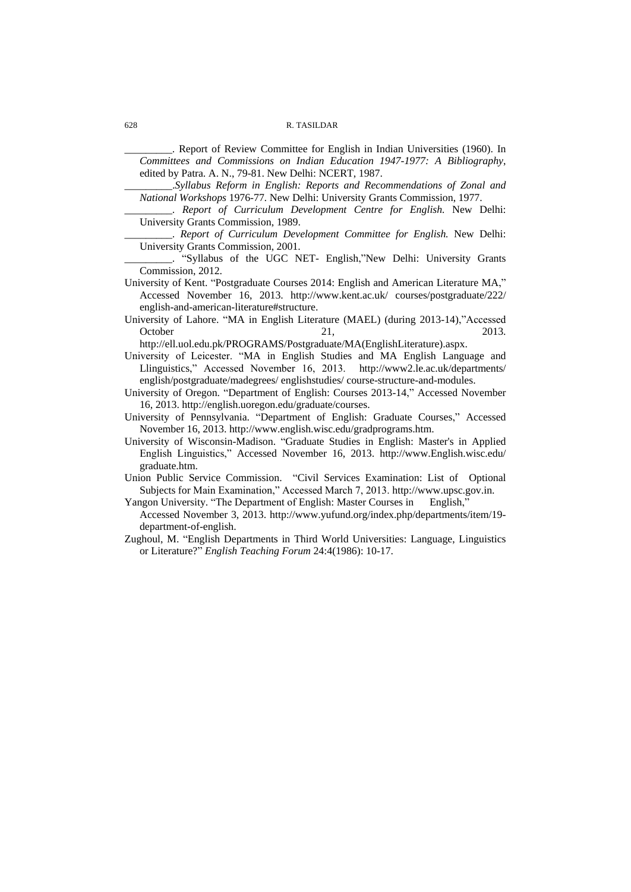_________. Report of Review Committee for English in Indian Universities (1960). In *Committees and Commissions on Indian Education 1947-1977: A Bibliography*, edited by Patra. A. N., 79-81. New Delhi: NCERT, 1987.

_________.*Syllabus Reform in English: Reports and Recommendations of Zonal and National Workshops* 1976-77. New Delhi: University Grants Commission, 1977.

_________. *Report of Curriculum Development Centre for English.* New Delhi: University Grants Commission, 1989.

_________. *Report of Curriculum Development Committee for English.* New Delhi: University Grants Commission, 2001.

_________. "Syllabus of the UGC NET- English,"New Delhi: University Grants Commission, 2012.

University of Kent. "Postgraduate Courses 2014: English and American Literature MA," Accessed November 16, 2013. http://www.kent.ac.uk/ courses/postgraduate/222/ english-and-american-literature#structure.

University of Lahore. "MA in English Literature (MAEL) (during 2013-14),"Accessed October 21, 2013. http://ell.uol.edu.pk/PROGRAMS/Postgraduate/MA(EnglishLiterature).aspx.

University of Leicester. "MA in English Studies and MA English Language and Llinguistics," Accessed November 16, 2013. http://www2.le.ac.uk/departments/ english/postgraduate/madegrees/ englishstudies/ course-structure-and-modules.

University of Oregon. "Department of English: Courses 2013-14," Accessed November 16, 2013. http://english.uoregon.edu/graduate/courses.

University of Pennsylvania. "Department of English: Graduate Courses," Accessed November 16, 2013. http://www.english.wisc.edu/gradprograms.htm.

University of Wisconsin-Madison. "Graduate Studies in English: Master's in Applied English Linguistics," Accessed November 16, 2013. http://www.English.wisc.edu/ graduate.htm.

Union Public Service Commission. "Civil Services Examination: List of Optional Subjects for Main Examination," Accessed March 7, 2013. http://www.upsc.gov.in.

Yangon University. "The Department of English: Master Courses in English," Accessed November 3, 2013. http://www.yufund.org/index.php/departments/item/19-department-of-english.

Zughoul, M. "English Departments in Third World Universities: Language, Linguistics or Literature?" *English Teaching Forum* 24:4(1986): 10-17.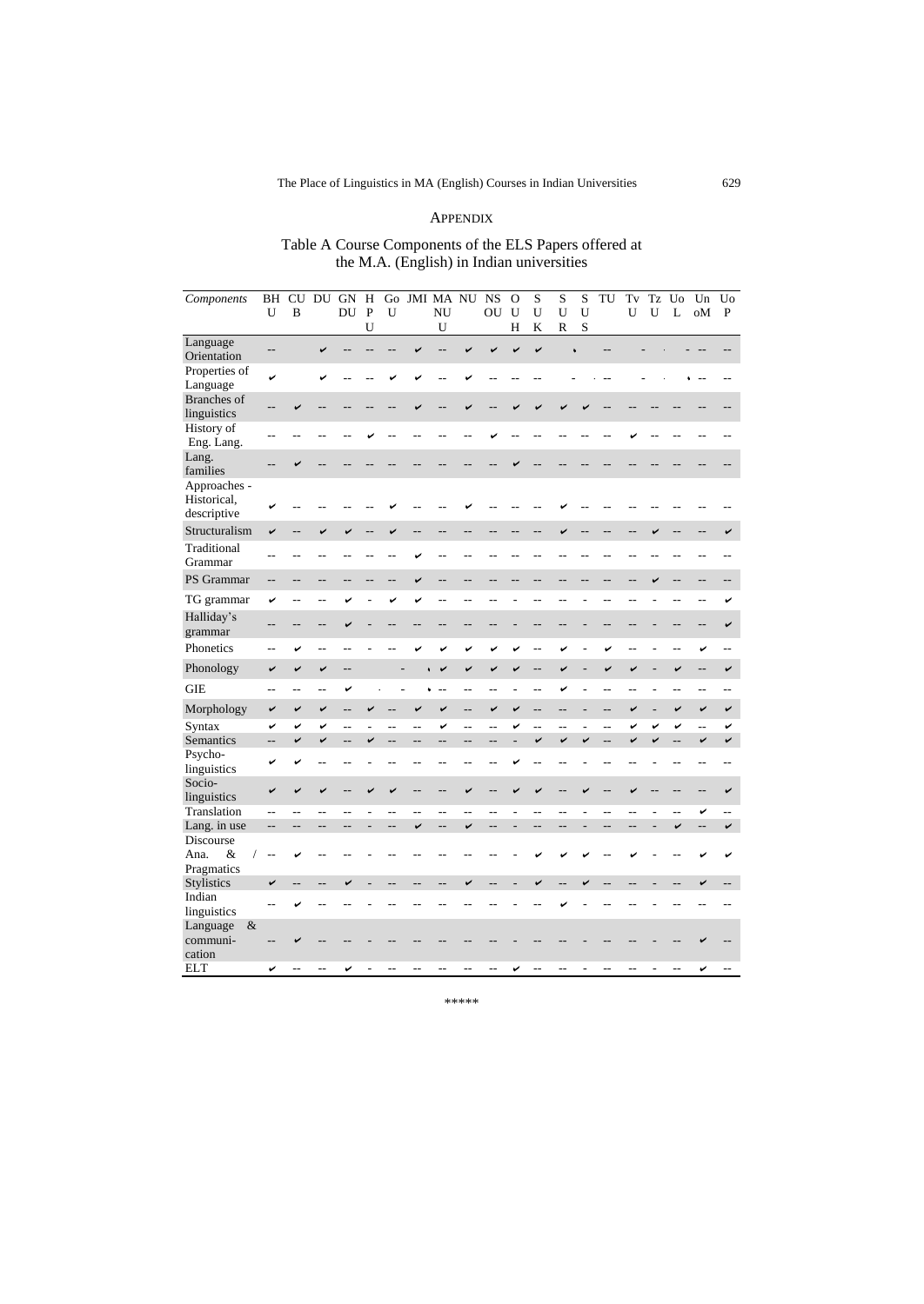## Appendix

Table A Course Components of the ELS Papers offered at the M.A. (English) in Indian universities

| *Components* | BHU | CUB | DU | GNDU | HPU | GoU | JMI | MANUU | NU | NSOU | OUH | SUK | SUR | SUS | TU | TvU | TzU | UoL | UnoM | UoP |
|---|---|---|---|---|---|---|---|---|---|---|---|---|---|---|---|---|---|---|---|---|
| Language Orientation | -- | | ✔ | -- | -- | -- | ✔ | -- | ✔ | ✔ | ✔ | ✔ | | • | -- | - | · | - | -- | -- |
| Properties of Language | ✔ | | ✔ | -- | -- | ✔ | ✔ | -- | ✔ | -- | -- | -- | - | · | -- | - | · | • | -- | -- |
| Branches of linguistics | -- | ✔ | -- | -- | -- | -- | ✔ | -- | ✔ | -- | ✔ | ✔ | ✔ | ✔ | -- | -- | -- | -- | -- | -- |
| History of Eng. Lang. | -- | -- | -- | -- | ✔ | -- | -- | -- | -- | ✔ | -- | -- | -- | -- | -- | ✔ | -- | -- | -- | -- |
| Lang. families | -- | ✔ | -- | -- | -- | -- | -- | -- | -- | -- | ✔ | -- | -- | -- | -- | -- | -- | -- | -- | -- |
| Approaches - Historical, descriptive | ✔ | -- | -- | -- | -- | ✔ | -- | -- | ✔ | -- | -- | -- | ✔ | -- | -- | -- | -- | -- | -- | -- |
| Structuralism | ✔ | -- | ✔ | ✔ | -- | ✔ | -- | -- | -- | -- | -- | -- | ✔ | -- | -- | -- | ✔ | -- | -- | ✔ |
| Traditional Grammar | -- | -- | -- | -- | -- | -- | ✔ | -- | -- | -- | -- | -- | -- | -- | -- | -- | -- | -- | -- | -- |
| PS Grammar | -- | -- | -- | -- | -- | -- | ✔ | -- | -- | -- | -- | -- | -- | -- | -- | -- | ✔ | -- | -- | -- |
| TG grammar | ✔ | -- | -- | ✔ | - | ✔ | ✔ | -- | -- | -- | - | -- | -- | - | -- | -- | - | -- | -- | ✔ |
| Halliday's grammar | -- | -- | -- | ✔ | - | -- | -- | -- | -- | -- | - | -- | -- | - | -- | -- | - | -- | -- | ✔ |
| Phonetics | -- | ✔ | -- | -- | - | -- | ✔ | ✔ | ✔ | ✔ | ✔ | -- | ✔ | - | ✔ | -- | - | -- | ✔ | -- |
| Phonology | ✔ | ✔ | ✔ | -- | | - | · | ✔ | ✔ | ✔ | ✔ | -- | ✔ | - | ✔ | ✔ | - | ✔ | -- | ✔ |
| GIE | -- | -- | -- | ✔ | · | - | • | -- | -- | -- | - | -- | ✔ | - | -- | -- | - | -- | -- | -- |
| Morphology | ✔ | ✔ | ✔ | -- | ✔ | -- | ✔ | ✔ | -- | ✔ | ✔ | -- | -- | - | -- | ✔ | - | ✔ | ✔ | ✔ |
| Syntax | ✔ | ✔ | ✔ | -- | - | -- | -- | ✔ | -- | -- | ✔ | -- | -- | - | -- | ✔ | ✔ | ✔ | -- | ✔ |
| Semantics | -- | ✔ | ✔ | -- | ✔ | -- | -- | -- | -- | -- | - | ✔ | ✔ | ✔ | -- | ✔ | ✔ | -- | ✔ | ✔ |
| Psycho-linguistics | ✔ | ✔ | -- | -- | - | -- | -- | -- | -- | -- | ✔ | -- | -- | - | -- | -- | - | -- | -- | -- |
| Socio-linguistics | ✔ | ✔ | ✔ | -- | ✔ | ✔ | -- | -- | ✔ | -- | ✔ | ✔ | -- | ✔ | -- | ✔ | -- | -- | -- | ✔ |
| Translation | -- | -- | -- | -- | - | -- | -- | -- | -- | -- | - | -- | -- | - | -- | -- | - | -- | ✔ | -- |
| Lang. in use | -- | -- | -- | -- | - | -- | ✔ | -- | ✔ | -- | - | -- | -- | - | -- | -- | - | ✔ | -- | ✔ |
| Discourse Ana. & / Pragmatics | -- | ✔ | -- | -- | - | -- | -- | -- | -- | -- | - | ✔ | ✔ | ✔ | -- | ✔ | - | -- | ✔ | ✔ |
| Stylistics | ✔ | -- | -- | ✔ | - | -- | -- | -- | ✔ | -- | - | ✔ | -- | ✔ | -- | -- | - | -- | ✔ | -- |
| Indian linguistics | -- | ✔ | -- | -- | - | -- | -- | -- | -- | -- | - | -- | ✔ | - | -- | -- | - | -- | -- | -- |
| Language & communi-cation | -- | ✔ | -- | -- | - | -- | -- | -- | -- | -- | - | -- | -- | - | -- | -- | - | -- | ✔ | -- |
| ELT | ✔ | -- | -- | ✔ | - | -- | -- | -- | -- | -- | ✔ | -- | -- | - | -- | -- | - | -- | ✔ | -- |

*****